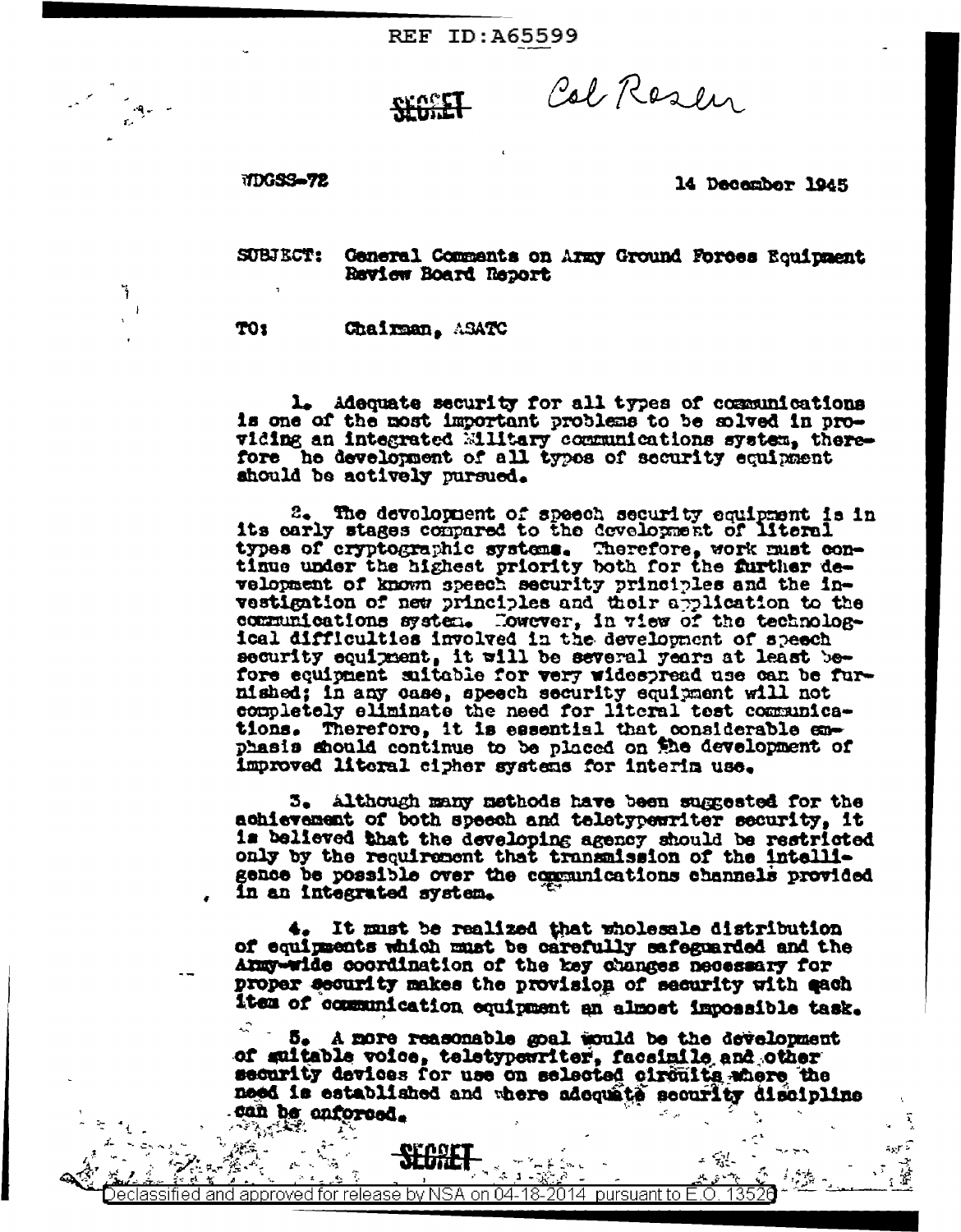REF ID:A65599

SECRET Col Rosen

WDGSS-72 14 December 1945

SUBJECT: General Comments on Army Ground Forces Equipment Review Board Report

TO: Chairman, ASATC

1. Adequate security for all types of communications is one of the most important problems to be solved in providing an integrated Military communications system, therefore he development of all types of security equipment should be actively pursued.

2. The development of speech security equipment is in its early stages compared to the development of literal types of cryptographic systems. Therefore, work must continue under the highest priority both for the further development of known speech security principles and the investigation of new principles and their application to the communications system. However, in view of the technological difficulties involved in the development of speech security equipment, it will be several years at least before equipment suitable for very widespread use can be furnished; in any case, speech security equipment will not completely eliminate the need for literal test communications. Therefore, it is essential that considerable emphasis should continue to be placed on the development of improved literal cipher systems for interim use.

3. Although many methods have been suggested for the achievement of both speech and teletypewriter security, it is believed that the developing agency should be restricted only by the requirement that transmission of the intelligence be possible over the communications channels provided in an integrated system.

4. It must be realized that wholesale distribution of equipments which must be carefully safeguarded and the Army-wide coordination of the key changes necessary for proper security makes the provision of security with each item of communication equipment an almost impossible task.

5. A more reasonable goal would be the development of suitable voice, teletypewriter, facsimile and other security devices for use on selected circuits where the need is established and where adequate security discipline can be enforced.

SECRET

Declassified and approved for release by NSA on 04-18-2014 pursuant to E.O. 13526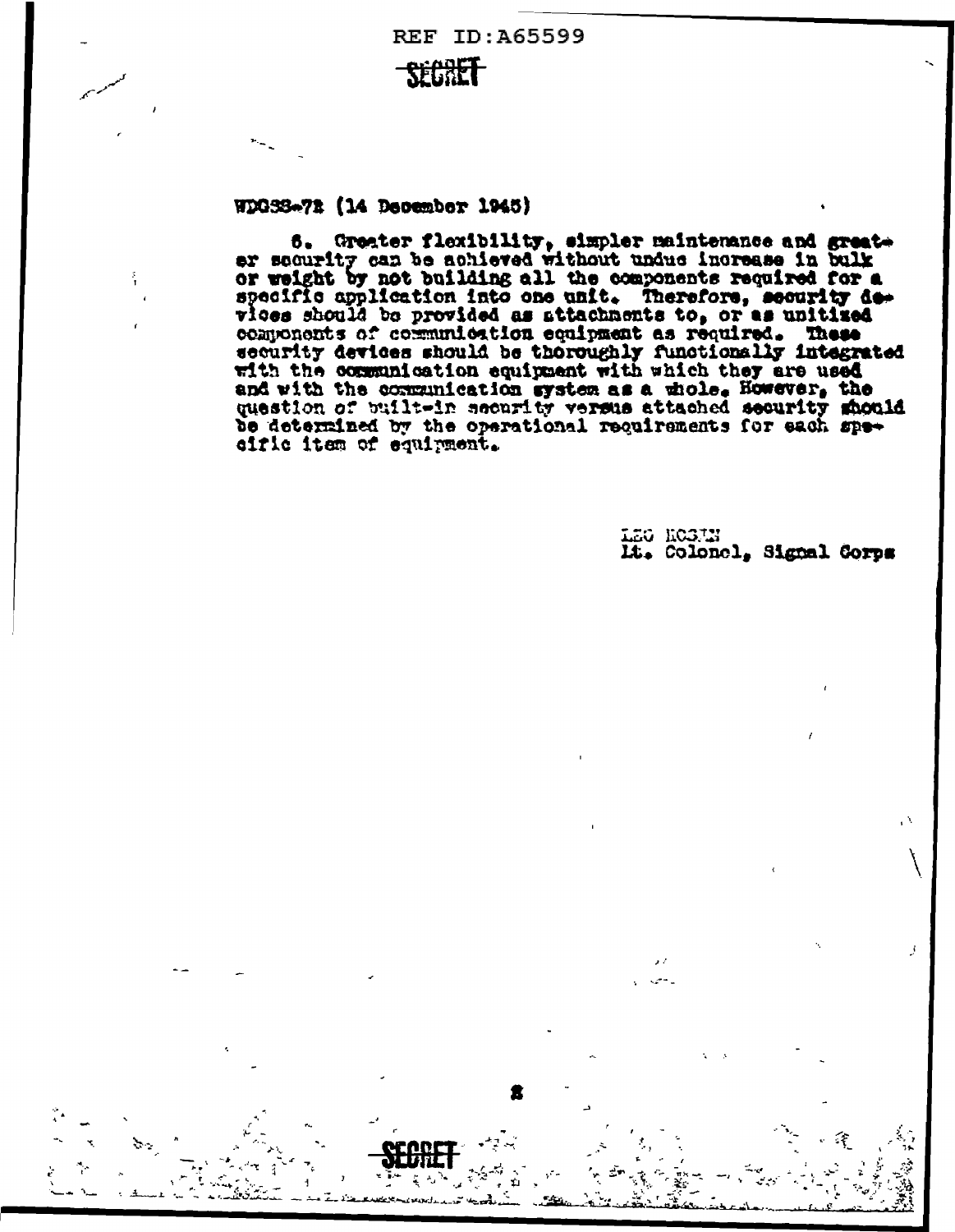WDGSS-72 (14 December 1945)

6. Greater flexibility, simpler maintenance and greater security can be achieved without undue increase in bulk or weight by not building all the components required for a specific application into one unit. Therefore, security devices should be provided as attachments to, or as unitized components of communication equipment as required. These security devices should be thoroughly functionally integrated with the communication equipment with which they are used and with the communication system as a whole. However, the question of built-in security versus attached security should be determined by the operational requirements for each specific item of equipment.

LEO ROSEN
Lt. Colonel, Signal Corps